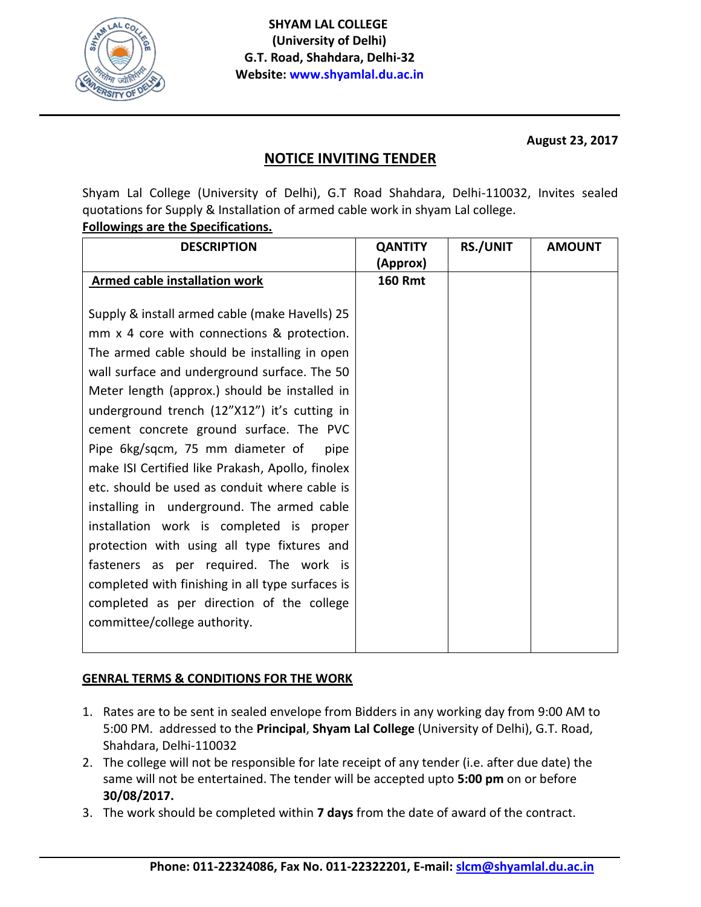**SHYAM LAL COLLEGE**
**(University of Delhi)**
**G.T. Road, Shahdara, Delhi-32**
**Website: www.shyamlal.du.ac.in**

**August 23, 2017**

# NOTICE INVITING TENDER

Shyam Lal College (University of Delhi), G.T Road Shahdara, Delhi-110032, Invites sealed quotations for Supply & Installation of armed cable work in shyam Lal college.

**Followings are the Specifications.**

| DESCRIPTION | QANTITY (Approx) | RS./UNIT | AMOUNT |
|---|---|---|---|
| **Armed cable installation work**<br><br>Supply & install armed cable (make Havells) 25 mm x 4 core with connections & protection. The armed cable should be installing in open wall surface and underground surface. The 50 Meter length (approx.) should be installed in underground trench (12"X12") it's cutting in cement concrete ground surface. The PVC Pipe 6kg/sqcm, 75 mm diameter of pipe make ISI Certified like Prakash, Apollo, finolex etc. should be used as conduit where cable is installing in underground. The armed cable installation work is completed is proper protection with using all type fixtures and fasteners as per required. The work is completed with finishing in all type surfaces is completed as per direction of the college committee/college authority. | **160 Rmt** | | |

**GENRAL TERMS & CONDITIONS FOR THE WORK**

1. Rates are to be sent in sealed envelope from Bidders in any working day from 9:00 AM to 5:00 PM. addressed to the **Principal**, **Shyam Lal College** (University of Delhi), G.T. Road, Shahdara, Delhi-110032
2. The college will not be responsible for late receipt of any tender (i.e. after due date) the same will not be entertained. The tender will be accepted upto **5:00 pm** on or before **30/08/2017.**
3. The work should be completed within **7 days** from the date of award of the contract.

**Phone: 011-22324086, Fax No. 011-22322201, E-mail: slcm@shyamlal.du.ac.in**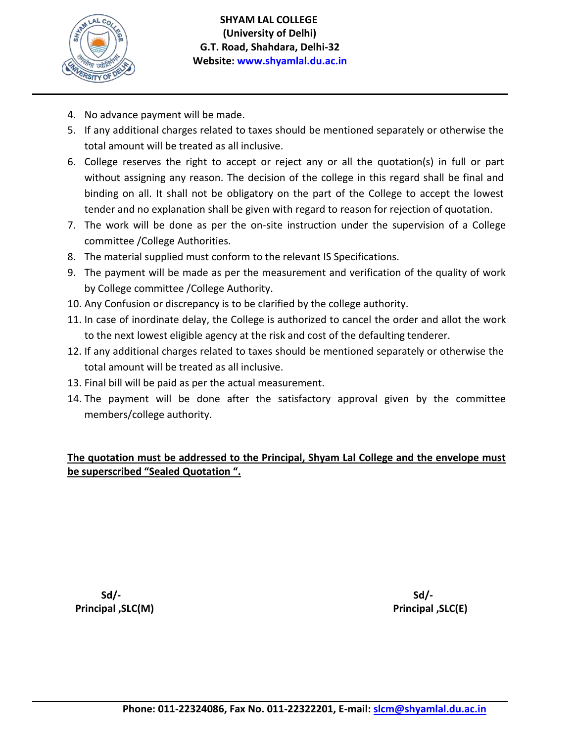**SHYAM LAL COLLEGE**
**(University of Delhi)**
**G.T. Road, Shahdara, Delhi-32**
**Website: www.shyamlal.du.ac.in**

4. No advance payment will be made.
5. If any additional charges related to taxes should be mentioned separately or otherwise the total amount will be treated as all inclusive.
6. College reserves the right to accept or reject any or all the quotation(s) in full or part without assigning any reason. The decision of the college in this regard shall be final and binding on all. It shall not be obligatory on the part of the College to accept the lowest tender and no explanation shall be given with regard to reason for rejection of quotation.
7. The work will be done as per the on-site instruction under the supervision of a College committee /College Authorities.
8. The material supplied must conform to the relevant IS Specifications.
9. The payment will be made as per the measurement and verification of the quality of work by College committee /College Authority.
10. Any Confusion or discrepancy is to be clarified by the college authority.
11. In case of inordinate delay, the College is authorized to cancel the order and allot the work to the next lowest eligible agency at the risk and cost of the defaulting tenderer.
12. If any additional charges related to taxes should be mentioned separately or otherwise the total amount will be treated as all inclusive.
13. Final bill will be paid as per the actual measurement.
14. The payment will be done after the satisfactory approval given by the committee members/college authority.

**The quotation must be addressed to the Principal, Shyam Lal College and the envelope must be superscribed "Sealed Quotation ".**

**Sd/-**
**Principal ,SLC(M)**

**Sd/-**
**Principal ,SLC(E)**

**Phone: 011-22324086, Fax No. 011-22322201, E-mail: slcm@shyamlal.du.ac.in**